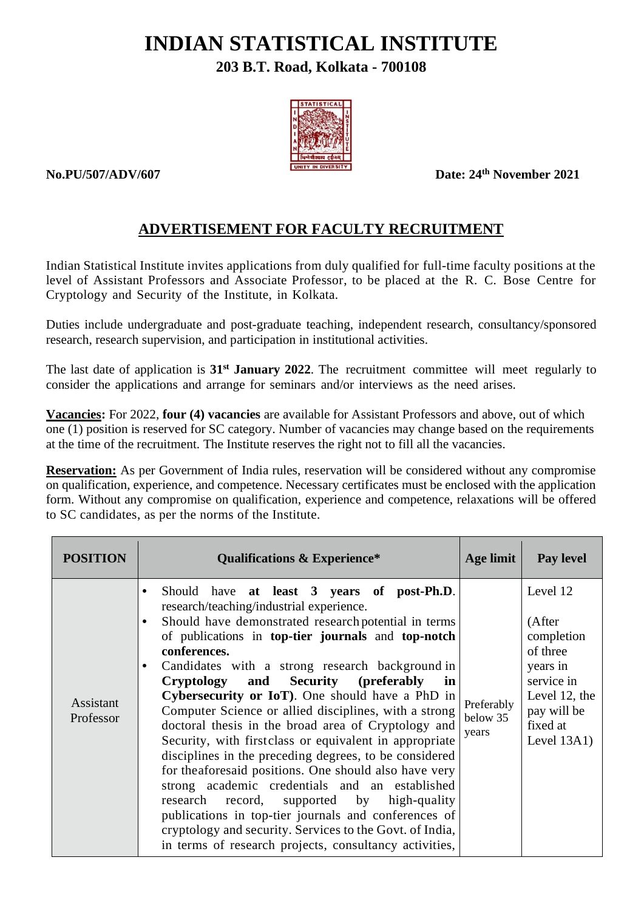# INDIAN STATISTICAL INSTITUTE

## 203 B.T. Road, Kolkata - 700108

**No.PU/507/ADV/607** **Date: 24th November 2021**

## ADVERTISEMENT FOR FACULTY RECRUITMENT

Indian Statistical Institute invites applications from duly qualified for full-time faculty positions at the level of Assistant Professors and Associate Professor, to be placed at the R. C. Bose Centre for Cryptology and Security of the Institute, in Kolkata.

Duties include undergraduate and post-graduate teaching, independent research, consultancy/sponsored research, research supervision, and participation in institutional activities.

The last date of application is **31st January 2022**. The recruitment committee will meet regularly to consider the applications and arrange for seminars and/or interviews as the need arises.

**Vacancies:** For 2022, **four (4) vacancies** are available for Assistant Professors and above, out of which one (1) position is reserved for SC category. Number of vacancies may change based on the requirements at the time of the recruitment. The Institute reserves the right not to fill all the vacancies.

**Reservation:** As per Government of India rules, reservation will be considered without any compromise on qualification, experience, and competence. Necessary certificates must be enclosed with the application form. Without any compromise on qualification, experience and competence, relaxations will be offered to SC candidates, as per the norms of the Institute.

| POSITION | Qualifications & Experience* | Age limit | Pay level |
|---|---|---|---|
| Assistant Professor | • Should have **at least 3 years of post-Ph.D**. research/teaching/industrial experience.<br>• Should have demonstrated research potential in terms of publications in **top-tier journals** and **top-notch conferences.**<br>• Candidates with a strong research background in **Cryptology and Security (preferably in Cybersecurity or IoT)**. One should have a PhD in Computer Science or allied disciplines, with a strong doctoral thesis in the broad area of Cryptology and Security, with firstclass or equivalent in appropriate disciplines in the preceding degrees, to be considered for theaforesaid positions. One should also have very strong academic credentials and an established research record, supported by high-quality publications in top-tier journals and conferences of cryptology and security. Services to the Govt. of India, in terms of research projects, consultancy activities, | Preferably below 35 years | Level 12<br><br>(After completion of three years in service in Level 12, the pay will be fixed at Level 13A1) |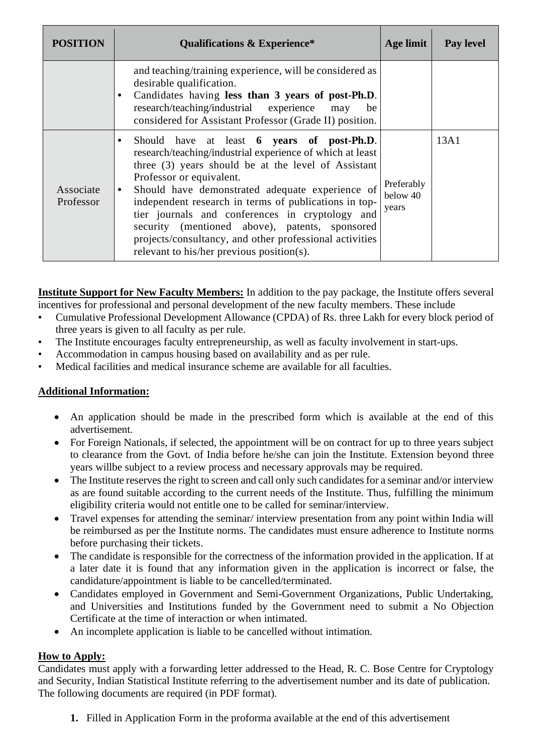| POSITION | Qualifications & Experience* | Age limit | Pay level |
|---|---|---|---|
| | and teaching/training experience, will be considered as desirable qualification.<br>• Candidates having **less than 3 years of post-Ph.D**. research/teaching/industrial experience may be considered for Assistant Professor (Grade II) position. | | |
| Associate Professor | • Should have at least **6 years of post-Ph.D**. research/teaching/industrial experience of which at least three (3) years should be at the level of Assistant Professor or equivalent.<br>• Should have demonstrated adequate experience of independent research in terms of publications in top-tier journals and conferences in cryptology and security (mentioned above), patents, sponsored projects/consultancy, and other professional activities relevant to his/her previous position(s). | Preferably below 40 years | 13A1 |

**Institute Support for New Faculty Members:** In addition to the pay package, the Institute offers several incentives for professional and personal development of the new faculty members. These include

- Cumulative Professional Development Allowance (CPDA) of Rs. three Lakh for every block period of three years is given to all faculty as per rule.
- The Institute encourages faculty entrepreneurship, as well as faculty involvement in start-ups.
- Accommodation in campus housing based on availability and as per rule.
- Medical facilities and medical insurance scheme are available for all faculties.

**Additional Information:**

- An application should be made in the prescribed form which is available at the end of this advertisement.
- For Foreign Nationals, if selected, the appointment will be on contract for up to three years subject to clearance from the Govt. of India before he/she can join the Institute. Extension beyond three years willbe subject to a review process and necessary approvals may be required.
- The Institute reserves the right to screen and call only such candidates for a seminar and/or interview as are found suitable according to the current needs of the Institute. Thus, fulfilling the minimum eligibility criteria would not entitle one to be called for seminar/interview.
- Travel expenses for attending the seminar/ interview presentation from any point within India will be reimbursed as per the Institute norms. The candidates must ensure adherence to Institute norms before purchasing their tickets.
- The candidate is responsible for the correctness of the information provided in the application. If at a later date it is found that any information given in the application is incorrect or false, the candidature/appointment is liable to be cancelled/terminated.
- Candidates employed in Government and Semi-Government Organizations, Public Undertaking, and Universities and Institutions funded by the Government need to submit a No Objection Certificate at the time of interaction or when intimated.
- An incomplete application is liable to be cancelled without intimation.

**How to Apply:**

Candidates must apply with a forwarding letter addressed to the Head, R. C. Bose Centre for Cryptology and Security, Indian Statistical Institute referring to the advertisement number and its date of publication. The following documents are required (in PDF format).

1. Filled in Application Form in the proforma available at the end of this advertisement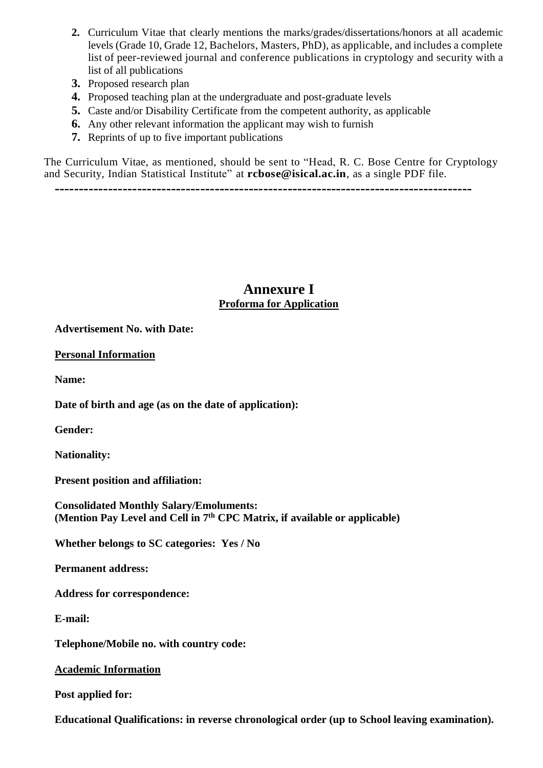2. Curriculum Vitae that clearly mentions the marks/grades/dissertations/honors at all academic levels (Grade 10, Grade 12, Bachelors, Masters, PhD), as applicable, and includes a complete list of peer-reviewed journal and conference publications in cryptology and security with a list of all publications
3. Proposed research plan
4. Proposed teaching plan at the undergraduate and post-graduate levels
5. Caste and/or Disability Certificate from the competent authority, as applicable
6. Any other relevant information the applicant may wish to furnish
7. Reprints of up to five important publications

The Curriculum Vitae, as mentioned, should be sent to "Head, R. C. Bose Centre for Cryptology and Security, Indian Statistical Institute" at **rcbose@isical.ac.in**, as a single PDF file.

---

# Annexure I

## Proforma for Application

**Advertisement No. with Date:**

**Personal Information**

**Name:**

**Date of birth and age (as on the date of application):**

**Gender:**

**Nationality:**

**Present position and affiliation:**

**Consolidated Monthly Salary/Emoluments:**
**(Mention Pay Level and Cell in 7th CPC Matrix, if available or applicable)**

**Whether belongs to SC categories: Yes / No**

**Permanent address:**

**Address for correspondence:**

**E-mail:**

**Telephone/Mobile no. with country code:**

**Academic Information**

**Post applied for:**

**Educational Qualifications: in reverse chronological order (up to School leaving examination).**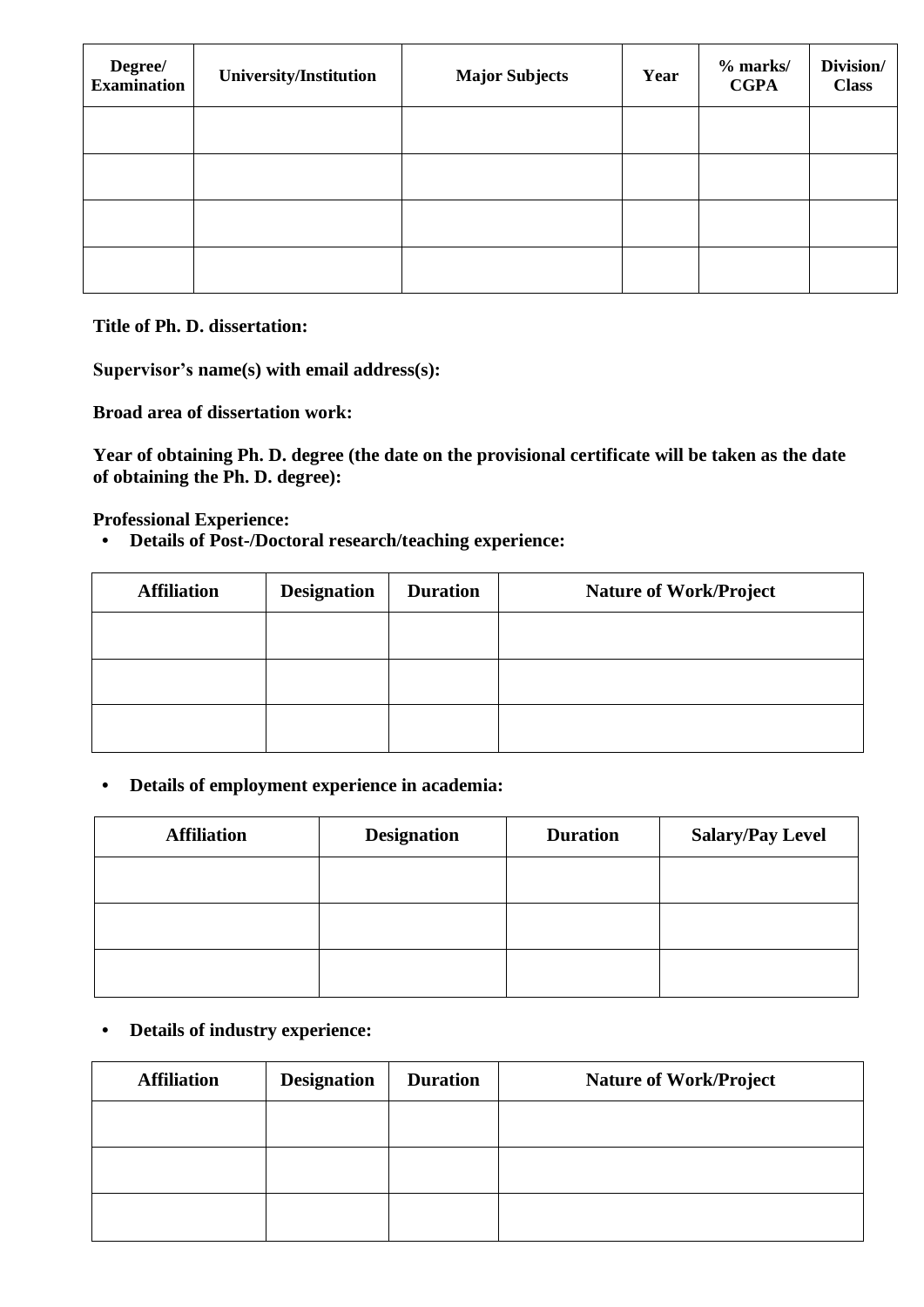| Degree/ Examination | University/Institution | Major Subjects | Year | % marks/ CGPA | Division/ Class |
|---|---|---|---|---|---|
| | | | | | |
| | | | | | |
| | | | | | |
| | | | | | |

**Title of Ph. D. dissertation:**

**Supervisor's name(s) with email address(s):**

**Broad area of dissertation work:**

**Year of obtaining Ph. D. degree (the date on the provisional certificate will be taken as the date of obtaining the Ph. D. degree):**

**Professional Experience:**

- **Details of Post-/Doctoral research/teaching experience:**

| Affiliation | Designation | Duration | Nature of Work/Project |
|---|---|---|---|
| | | | |
| | | | |
| | | | |

- **Details of employment experience in academia:**

| Affiliation | Designation | Duration | Salary/Pay Level |
|---|---|---|---|
| | | | |
| | | | |
| | | | |

- **Details of industry experience:**

| Affiliation | Designation | Duration | Nature of Work/Project |
|---|---|---|---|
| | | | |
| | | | |
| | | | |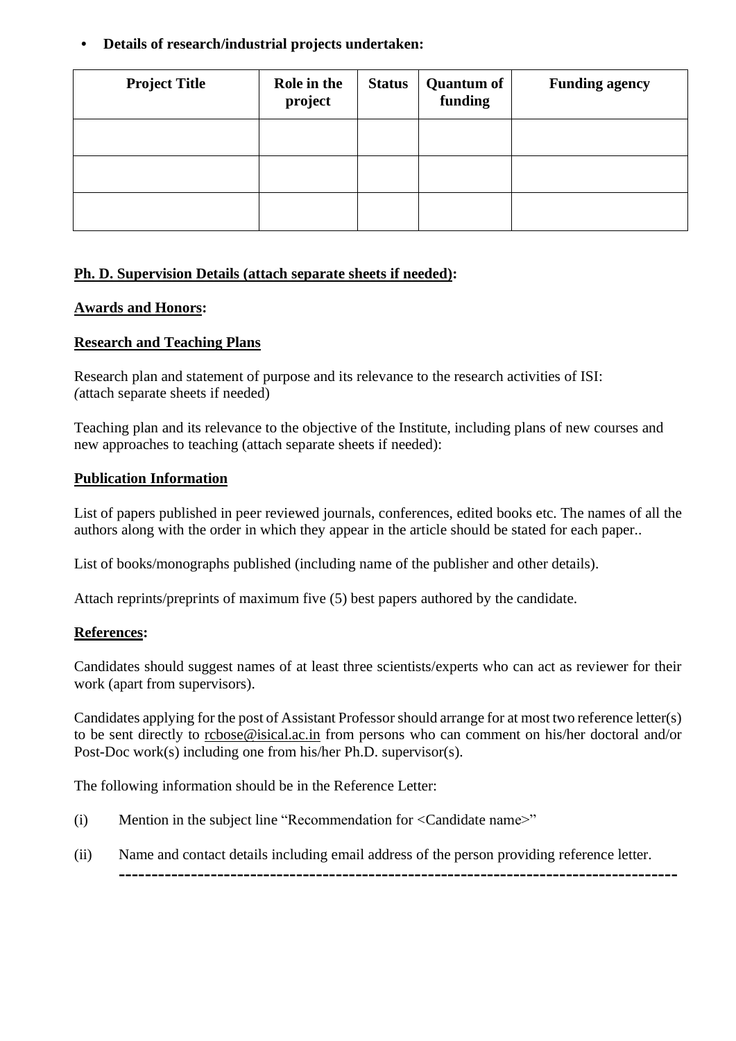- **Details of research/industrial projects undertaken:**

| Project Title | Role in the project | Status | Quantum of funding | Funding agency |
|---|---|---|---|---|
| | | | | |
| | | | | |
| | | | | |

**Ph. D. Supervision Details (attach separate sheets if needed):**

**Awards and Honors:**

**Research and Teaching Plans**

Research plan and statement of purpose and its relevance to the research activities of ISI: *(*attach separate sheets if needed)

Teaching plan and its relevance to the objective of the Institute, including plans of new courses and new approaches to teaching (attach separate sheets if needed):

**Publication Information**

List of papers published in peer reviewed journals, conferences, edited books etc. The names of all the authors along with the order in which they appear in the article should be stated for each paper..

List of books/monographs published (including name of the publisher and other details).

Attach reprints/preprints of maximum five (5) best papers authored by the candidate.

**References:**

Candidates should suggest names of at least three scientists/experts who can act as reviewer for their work (apart from supervisors).

Candidates applying for the post of Assistant Professor should arrange for at most two reference letter(s) to be sent directly to rcbose@isical.ac.in from persons who can comment on his/her doctoral and/or Post-Doc work(s) including one from his/her Ph.D. supervisor(s).

The following information should be in the Reference Letter:

(i) Mention in the subject line "Recommendation for <Candidate name>"

(ii) Name and contact details including email address of the person providing reference letter.

-----------------------------------------------------------------------------------